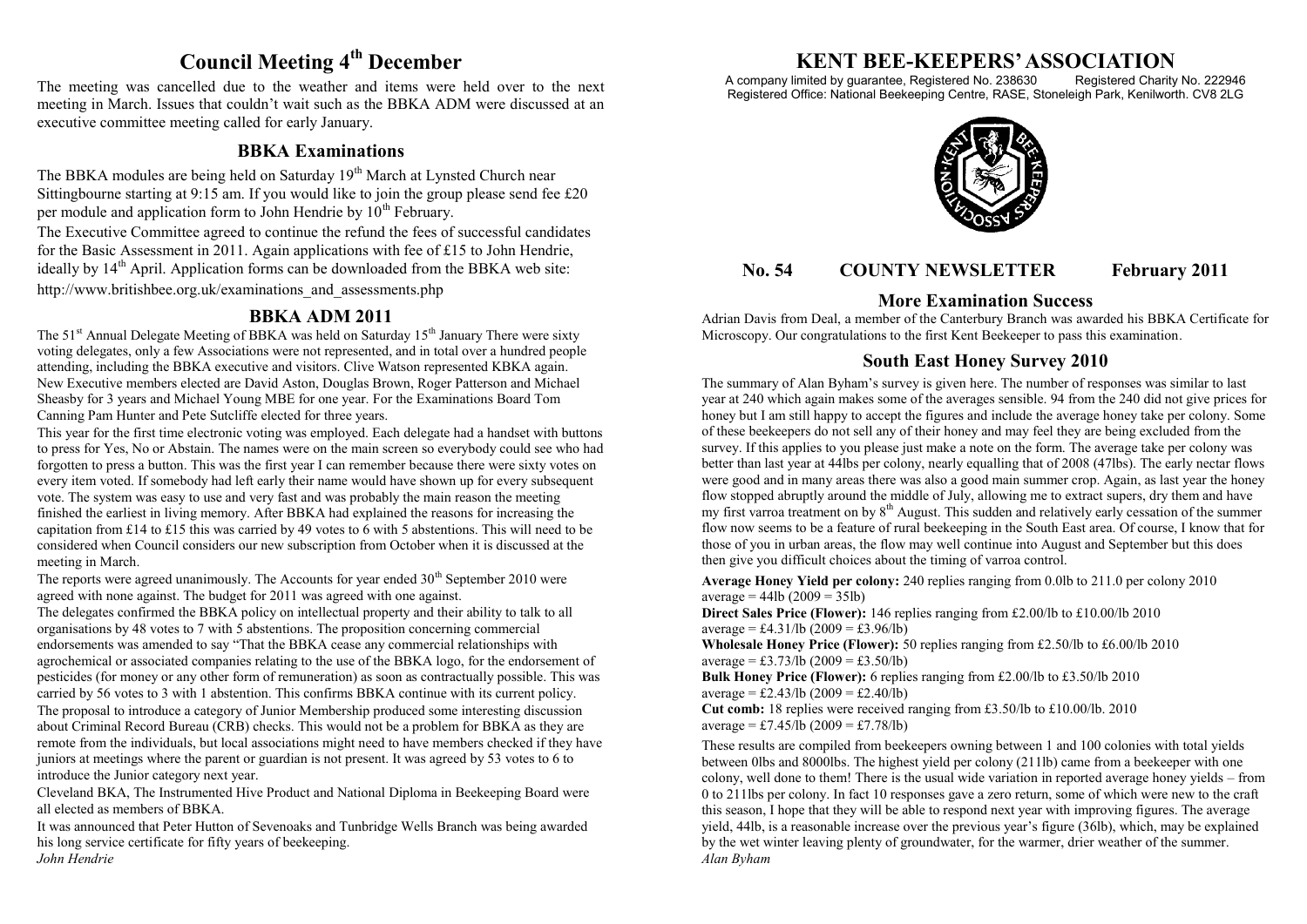# KENT BEE-KEEPERS' ASSOCIATION

A company limited by guarantee, Registered No. 238630 Registered Charity No. 222946
Registered Office: National Beekeeping Centre, RASE, Stoneleigh Park, Kenilworth. CV8 2LG

**No. 54 COUNTY NEWSLETTER February 2011**

## Council Meeting 4th December

The meeting was cancelled due to the weather and items were held over to the next meeting in March. Issues that couldn't wait such as the BBKA ADM were discussed at an executive committee meeting called for early January.

## BBKA Examinations

The BBKA modules are being held on Saturday 19th March at Lynsted Church near Sittingbourne starting at 9:15 am. If you would like to join the group please send fee £20 per module and application form to John Hendrie by 10th February.

The Executive Committee agreed to continue the refund the fees of successful candidates for the Basic Assessment in 2011. Again applications with fee of £15 to John Hendrie, ideally by 14th April. Application forms can be downloaded from the BBKA web site: http://www.britishbee.org.uk/examinations_and_assessments.php

## BBKA ADM 2011

The 51st Annual Delegate Meeting of BBKA was held on Saturday 15th January There were sixty voting delegates, only a few Associations were not represented, and in total over a hundred people attending, including the BBKA executive and visitors. Clive Watson represented KBKA again. New Executive members elected are David Aston, Douglas Brown, Roger Patterson and Michael Sheasby for 3 years and Michael Young MBE for one year. For the Examinations Board Tom Canning Pam Hunter and Pete Sutcliffe elected for three years.

This year for the first time electronic voting was employed. Each delegate had a handset with buttons to press for Yes, No or Abstain. The names were on the main screen so everybody could see who had forgotten to press a button. This was the first year I can remember because there were sixty votes on every item voted. If somebody had left early their name would have shown up for every subsequent vote. The system was easy to use and very fast and was probably the main reason the meeting finished the earliest in living memory. After BBKA had explained the reasons for increasing the capitation from £14 to £15 this was carried by 49 votes to 6 with 5 abstentions. This will need to be considered when Council considers our new subscription from October when it is discussed at the meeting in March.

The reports were agreed unanimously. The Accounts for year ended 30th September 2010 were agreed with none against. The budget for 2011 was agreed with one against.

The delegates confirmed the BBKA policy on intellectual property and their ability to talk to all organisations by 48 votes to 7 with 5 abstentions. The proposition concerning commercial endorsements was amended to say "That the BBKA cease any commercial relationships with agrochemical or associated companies relating to the use of the BBKA logo, for the endorsement of pesticides (for money or any other form of remuneration) as soon as contractually possible. This was carried by 56 votes to 3 with 1 abstention. This confirms BBKA continue with its current policy.

The proposal to introduce a category of Junior Membership produced some interesting discussion about Criminal Record Bureau (CRB) checks. This would not be a problem for BBKA as they are remote from the individuals, but local associations might need to have members checked if they have juniors at meetings where the parent or guardian is not present. It was agreed by 53 votes to 6 to introduce the Junior category next year.

Cleveland BKA, The Instrumented Hive Product and National Diploma in Beekeeping Board were all elected as members of BBKA.

It was announced that Peter Hutton of Sevenoaks and Tunbridge Wells Branch was being awarded his long service certificate for fifty years of beekeeping.

*John Hendrie*

## More Examination Success

Adrian Davis from Deal, a member of the Canterbury Branch was awarded his BBKA Certificate for Microscopy. Our congratulations to the first Kent Beekeeper to pass this examination.

## South East Honey Survey 2010

The summary of Alan Byham's survey is given here. The number of responses was similar to last year at 240 which again makes some of the averages sensible. 94 from the 240 did not give prices for honey but I am still happy to accept the figures and include the average honey take per colony. Some of these beekeepers do not sell any of their honey and may feel they are being excluded from the survey. If this applies to you please just make a note on the form. The average take per colony was better than last year at 44lbs per colony, nearly equalling that of 2008 (47lbs). The early nectar flows were good and in many areas there was also a good main summer crop. Again, as last year the honey flow stopped abruptly around the middle of July, allowing me to extract supers, dry them and have my first varroa treatment on by 8th August. This sudden and relatively early cessation of the summer flow now seems to be a feature of rural beekeeping in the South East area. Of course, I know that for those of you in urban areas, the flow may well continue into August and September but this does then give you difficult choices about the timing of varroa control.

**Average Honey Yield per colony:** 240 replies ranging from 0.0lb to 211.0 per colony 2010 average = 44lb (2009 = 35lb)

**Direct Sales Price (Flower):** 146 replies ranging from £2.00/lb to £10.00/lb 2010 average = £4.31/lb (2009 = £3.96/lb)

**Wholesale Honey Price (Flower):** 50 replies ranging from £2.50/lb to £6.00/lb 2010 average = £3.73/lb (2009 = £3.50/lb)

**Bulk Honey Price (Flower):** 6 replies ranging from £2.00/lb to £3.50/lb 2010 average = £2.43/lb (2009 = £2.40/lb)

**Cut comb:** 18 replies were received ranging from £3.50/lb to £10.00/lb. 2010 average = £7.45/lb (2009 = £7.78/lb)

These results are compiled from beekeepers owning between 1 and 100 colonies with total yields between 0lbs and 8000lbs. The highest yield per colony (211lb) came from a beekeeper with one colony, well done to them! There is the usual wide variation in reported average honey yields – from 0 to 211lbs per colony. In fact 10 responses gave a zero return, some of which were new to the craft this season, I hope that they will be able to respond next year with improving figures. The average yield, 44lb, is a reasonable increase over the previous year's figure (36lb), which, may be explained by the wet winter leaving plenty of groundwater, for the warmer, drier weather of the summer.

*Alan Byham*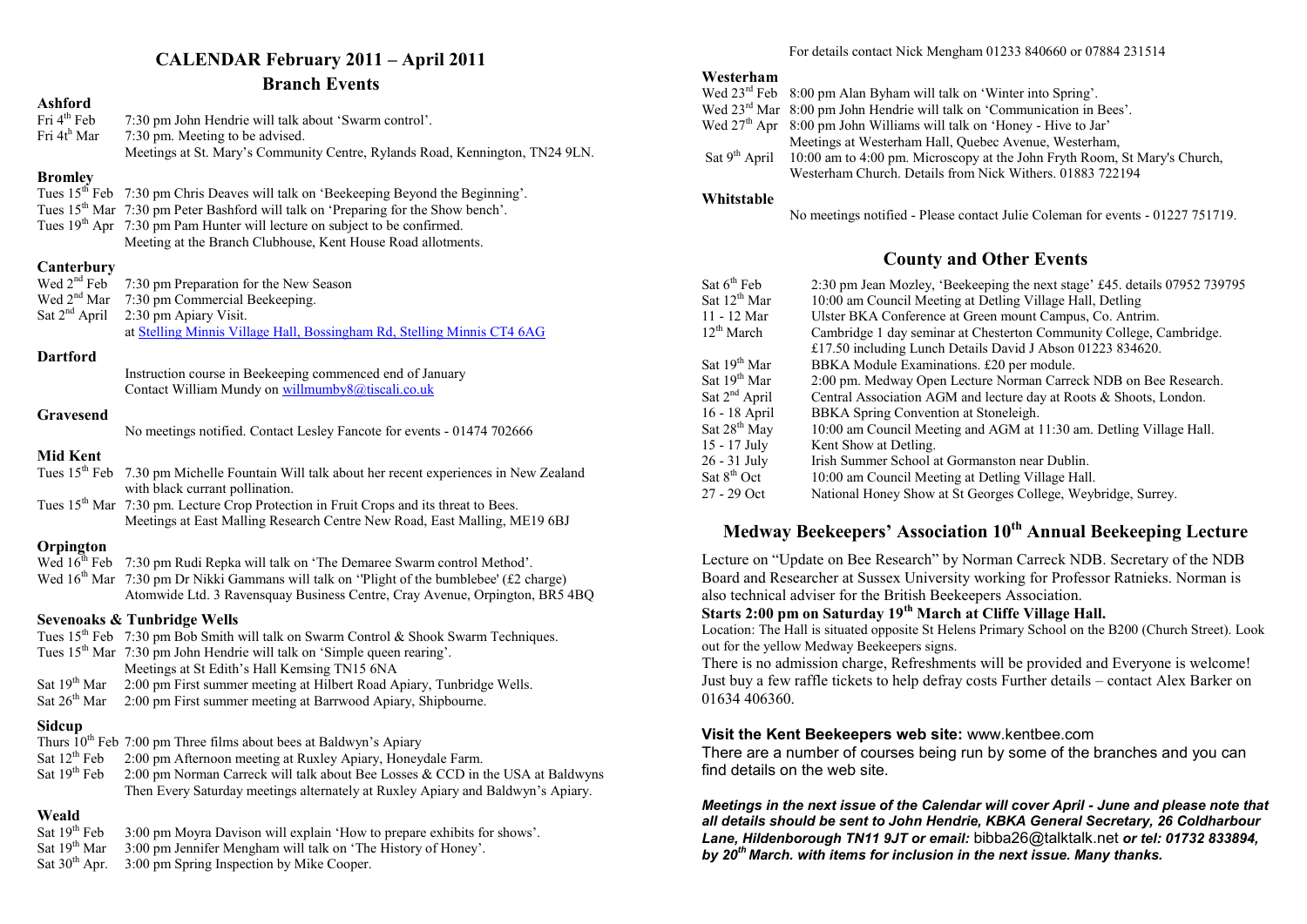# CALENDAR February 2011 – April 2011

## Branch Events

### Ashford

Fri 4th Feb 7:30 pm John Hendrie will talk about 'Swarm control'.
Fri 4th Mar 7:30 pm. Meeting to be advised.
Meetings at St. Mary's Community Centre, Rylands Road, Kennington, TN24 9LN.

### Bromley

Tues 15th Feb 7:30 pm Chris Deaves will talk on 'Beekeeping Beyond the Beginning'.
Tues 15th Mar 7:30 pm Peter Bashford will talk on 'Preparing for the Show bench'.
Tues 19th Apr 7:30 pm Pam Hunter will lecture on subject to be confirmed.
Meeting at the Branch Clubhouse, Kent House Road allotments.

### Canterbury

Wed 2nd Feb 7:30 pm Preparation for the New Season
Wed 2nd Mar 7:30 pm Commercial Beekeeping.
Sat 2nd April 2:30 pm Apiary Visit.
at Stelling Minnis Village Hall, Bossingham Rd, Stelling Minnis CT4 6AG

### Dartford

Instruction course in Beekeeping commenced end of January
Contact William Mundy on willmumby8@tiscali.co.uk

### Gravesend

No meetings notified. Contact Lesley Fancote for events - 01474 702666

### Mid Kent

Tues 15th Feb 7.30 pm Michelle Fountain Will talk about her recent experiences in New Zealand with black currant pollination.
Tues 15th Mar 7:30 pm. Lecture Crop Protection in Fruit Crops and its threat to Bees.
Meetings at East Malling Research Centre New Road, East Malling, ME19 6BJ

### Orpington

Wed 16th Feb 7:30 pm Rudi Repka will talk on 'The Demaree Swarm control Method'.
Wed 16th Mar 7:30 pm Dr Nikki Gammans will talk on ''Plight of the bumblebee' (£2 charge)
Atomwide Ltd. 3 Ravensquay Business Centre, Cray Avenue, Orpington, BR5 4BQ

### Sevenoaks & Tunbridge Wells

Tues 15th Feb 7:30 pm Bob Smith will talk on Swarm Control & Shook Swarm Techniques.
Tues 15th Mar 7:30 pm John Hendrie will talk on 'Simple queen rearing'.
Meetings at St Edith's Hall Kemsing TN15 6NA
Sat 19th Mar 2:00 pm First summer meeting at Hilbert Road Apiary, Tunbridge Wells.
Sat 26th Mar 2:00 pm First summer meeting at Barrwood Apiary, Shipbourne.

### Sidcup

Thurs 10th Feb 7:00 pm Three films about bees at Baldwyn's Apiary
Sat 12th Feb 2:00 pm Afternoon meeting at Ruxley Apiary, Honeydale Farm.
Sat 19th Feb 2:00 pm Norman Carreck will talk about Bee Losses & CCD in the USA at Baldwyns
Then Every Saturday meetings alternately at Ruxley Apiary and Baldwyn's Apiary.

### Weald

Sat 19th Feb 3:00 pm Moyra Davison will explain 'How to prepare exhibits for shows'.
Sat 19th Mar 3:00 pm Jennifer Mengham will talk on 'The History of Honey'.
Sat 30th Apr. 3:00 pm Spring Inspection by Mike Cooper.
For details contact Nick Mengham 01233 840660 or 07884 231514

### Westerham

Wed 23rd Feb 8:00 pm Alan Byham will talk on 'Winter into Spring'.
Wed 23rd Mar 8:00 pm John Hendrie will talk on 'Communication in Bees'.
Wed 27th Apr 8:00 pm John Williams will talk on 'Honey - Hive to Jar'
Meetings at Westerham Hall, Quebec Avenue, Westerham,
Sat 9th April 10:00 am to 4:00 pm. Microscopy at the John Fryth Room, St Mary's Church, Westerham Church. Details from Nick Withers. 01883 722194

### Whitstable

No meetings notified - Please contact Julie Coleman for events - 01227 751719.

## County and Other Events

Sat 6th Feb 2:30 pm Jean Mozley, 'Beekeeping the next stage' £45. details 07952 739795
Sat 12th Mar 10:00 am Council Meeting at Detling Village Hall, Detling
11 - 12 Mar Ulster BKA Conference at Green mount Campus, Co. Antrim.
12th March Cambridge 1 day seminar at Chesterton Community College, Cambridge. £17.50 including Lunch Details David J Abson 01223 834620.
Sat 19th Mar BBKA Module Examinations. £20 per module.
Sat 19th Mar 2:00 pm. Medway Open Lecture Norman Carreck NDB on Bee Research.
Sat 2nd April Central Association AGM and lecture day at Roots & Shoots, London.
16 - 18 April BBKA Spring Convention at Stoneleigh.
Sat 28th May 10:00 am Council Meeting and AGM at 11:30 am. Detling Village Hall.
15 - 17 July Kent Show at Detling.
26 - 31 July Irish Summer School at Gormanston near Dublin.
Sat 8th Oct 10:00 am Council Meeting at Detling Village Hall.
27 - 29 Oct National Honey Show at St Georges College, Weybridge, Surrey.

## Medway Beekeepers' Association 10th Annual Beekeeping Lecture

Lecture on "Update on Bee Research" by Norman Carreck NDB. Secretary of the NDB Board and Researcher at Sussex University working for Professor Ratnieks. Norman is also technical adviser for the British Beekeepers Association.

**Starts 2:00 pm on Saturday 19th March at Cliffe Village Hall.**

Location: The Hall is situated opposite St Helens Primary School on the B200 (Church Street). Look out for the yellow Medway Beekeepers signs.

There is no admission charge, Refreshments will be provided and Everyone is welcome! Just buy a few raffle tickets to help defray costs Further details – contact Alex Barker on 01634 406360.

**Visit the Kent Beekeepers web site:** www.kentbee.com

There are a number of courses being run by some of the branches and you can find details on the web site.

***Meetings in the next issue of the Calendar will cover April - June and please note that all details should be sent to John Hendrie, KBKA General Secretary, 26 Coldharbour Lane, Hildenborough TN11 9JT or email:*** bibba26@talktalk.net ***or tel: 01732 833894, by 20th March. with items for inclusion in the next issue. Many thanks.***